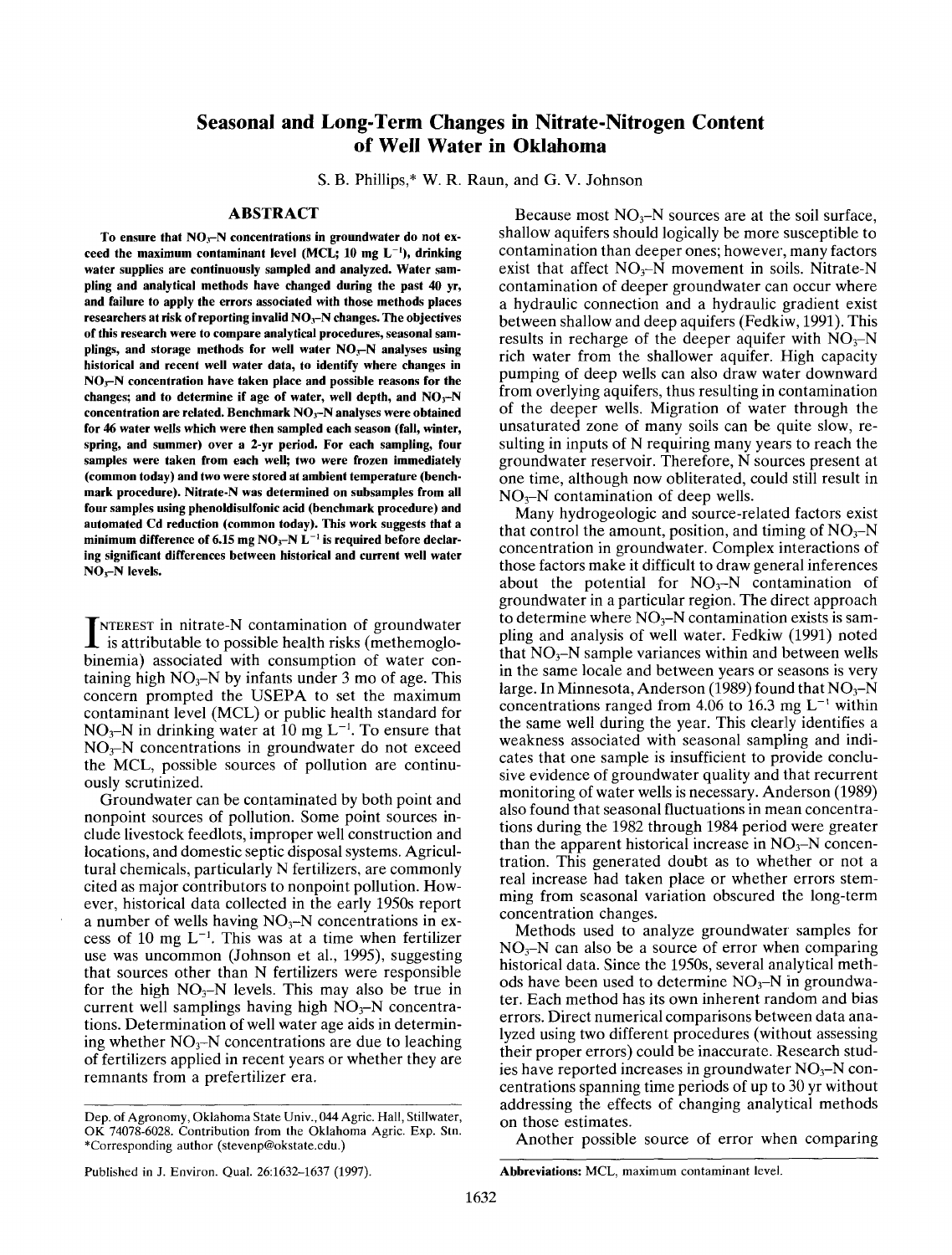# Seasonal and Long-Term Changes in Nitrate-Nitrogen Content of Well Water in Oklahoma

S. B. Phillips,* W. R. Raun, and G. V. Johnson

## ABSTRACT

**To ensure that $NO_3$–N concentrations in groundwater do not exceed the maximum contaminant level (MCL; 10 mg $L^{-1}$), drinking water supplies are continuously sampled and analyzed. Water sampling and analytical methods have changed during the past 40 yr, and failure to apply the errors associated with those methods places researchers at risk of reporting invalid $NO_3$–N changes. The objectives of this research were to compare analytical procedures, seasonal samplings, and storage methods for well water $NO_3$–N analyses using historical and recent well water data, to identify where changes in $NO_3$–N concentration have taken place and possible reasons for the changes; and to determine if age of water, well depth, and $NO_3$–N concentration are related. Benchmark $NO_3$–N analyses were obtained for 46 water wells which were then sampled each season (fall, winter, spring, and summer) over a 2-yr period. For each sampling, four samples were taken from each well; two were frozen immediately (common today) and two were stored at ambient temperature (benchmark procedure). Nitrate-N was determined on subsamples from all four samples using phenoldisulfonic acid (benchmark procedure) and automated Cd reduction (common today). This work suggests that a minimum difference of 6.15 mg $NO_3$–N $L^{-1}$ is required before declaring significant differences between historical and current well water $NO_3$–N levels.**

INTEREST in nitrate-N contamination of groundwater is attributable to possible health risks (methemoglobinemia) associated with consumption of water containing high $NO_3$–N by infants under 3 mo of age. This concern prompted the USEPA to set the maximum contaminant level (MCL) or public health standard for $NO_3$–N in drinking water at 10 mg $L^{-1}$. To ensure that $NO_3$–N concentrations in groundwater do not exceed the MCL, possible sources of pollution are continuously scrutinized.

Groundwater can be contaminated by both point and nonpoint sources of pollution. Some point sources include livestock feedlots, improper well construction and locations, and domestic septic disposal systems. Agricultural chemicals, particularly N fertilizers, are commonly cited as major contributors to nonpoint pollution. However, historical data collected in the early 1950s report a number of wells having $NO_3$–N concentrations in excess of 10 mg $L^{-1}$. This was at a time when fertilizer use was uncommon (Johnson et al., 1995), suggesting that sources other than N fertilizers were responsible for the high $NO_3$–N levels. This may also be true in current well samplings having high $NO_3$–N concentrations. Determination of well water age aids in determining whether $NO_3$–N concentrations are due to leaching of fertilizers applied in recent years or whether they are remnants from a prefertilizer era.

Because most $NO_3$–N sources are at the soil surface, shallow aquifers should logically be more susceptible to contamination than deeper ones; however, many factors exist that affect $NO_3$–N movement in soils. Nitrate-N contamination of deeper groundwater can occur where a hydraulic connection and a hydraulic gradient exist between shallow and deep aquifers (Fedkiw, 1991). This results in recharge of the deeper aquifer with $NO_3$–N rich water from the shallower aquifer. High capacity pumping of deep wells can also draw water downward from overlying aquifers, thus resulting in contamination of the deeper wells. Migration of water through the unsaturated zone of many soils can be quite slow, resulting in inputs of N requiring many years to reach the groundwater reservoir. Therefore, N sources present at one time, although now obliterated, could still result in $NO_3$–N contamination of deep wells.

Many hydrogeologic and source-related factors exist that control the amount, position, and timing of $NO_3$–N concentration in groundwater. Complex interactions of those factors make it difficult to draw general inferences about the potential for $NO_3$–N contamination of groundwater in a particular region. The direct approach to determine where $NO_3$–N contamination exists is sampling and analysis of well water. Fedkiw (1991) noted that $NO_3$–N sample variances within and between wells in the same locale and between years or seasons is very large. In Minnesota, Anderson (1989) found that $NO_3$–N concentrations ranged from 4.06 to 16.3 mg $L^{-1}$ within the same well during the year. This clearly identifies a weakness associated with seasonal sampling and indicates that one sample is insufficient to provide conclusive evidence of groundwater quality and that recurrent monitoring of water wells is necessary. Anderson (1989) also found that seasonal fluctuations in mean concentrations during the 1982 through 1984 period were greater than the apparent historical increase in $NO_3$–N concentration. This generated doubt as to whether or not a real increase had taken place or whether errors stemming from seasonal variation obscured the long-term concentration changes.

Methods used to analyze groundwater samples for $NO_3$–N can also be a source of error when comparing historical data. Since the 1950s, several analytical methods have been used to determine $NO_3$–N in groundwater. Each method has its own inherent random and bias errors. Direct numerical comparisons between data analyzed using two different procedures (without assessing their proper errors) could be inaccurate. Research studies have reported increases in groundwater $NO_3$–N concentrations spanning time periods of up to 30 yr without addressing the effects of changing analytical methods on those estimates.

Another possible source of error when comparing

---

Dep. of Agronomy, Oklahoma State Univ., 044 Agric. Hall, Stillwater, OK 74078-6028. Contribution from the Oklahoma Agric. Exp. Stn. *Corresponding author (stevenp@okstate.edu.)

Published in J. Environ. Qual. 26:1632–1637 (1997).

**Abbreviations:** MCL, maximum contaminant level.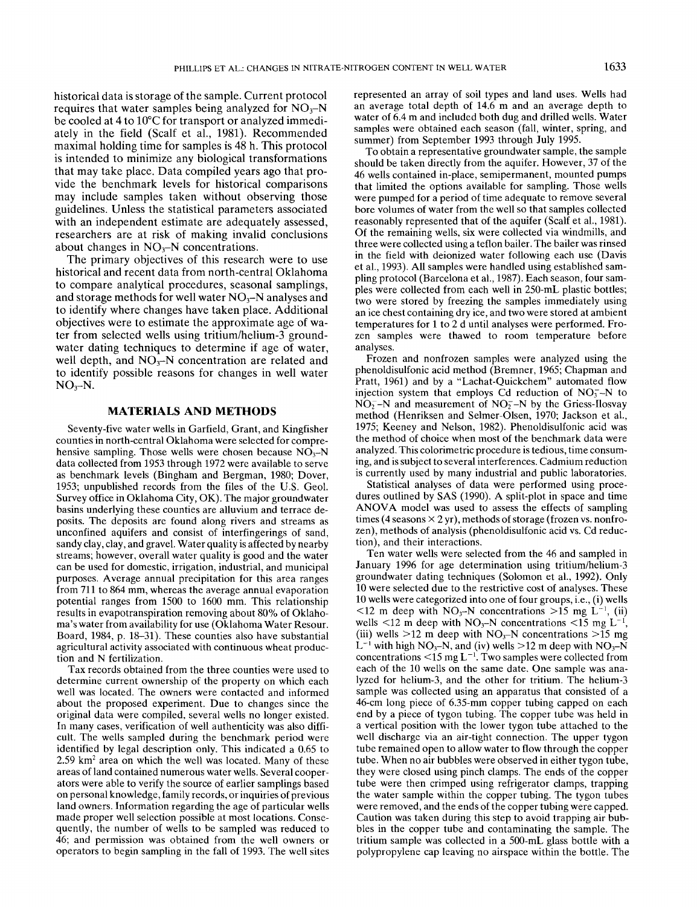historical data is storage of the sample. Current protocol requires that water samples being analyzed for $NO_3$–N be cooled at 4 to 10°C for transport or analyzed immediately in the field (Scalf et al., 1981). Recommended maximal holding time for samples is 48 h. This protocol is intended to minimize any biological transformations that may take place. Data compiled years ago that provide the benchmark levels for historical comparisons may include samples taken without observing those guidelines. Unless the statistical parameters associated with an independent estimate are adequately assessed, researchers are at risk of making invalid conclusions about changes in $NO_3$–N concentrations.

The primary objectives of this research were to use historical and recent data from north-central Oklahoma to compare analytical procedures, seasonal samplings, and storage methods for well water $NO_3$–N analyses and to identify where changes have taken place. Additional objectives were to estimate the approximate age of water from selected wells using tritium/helium-3 groundwater dating techniques to determine if age of water, well depth, and $NO_3$–N concentration are related and to identify possible reasons for changes in well water $NO_3$–N.

## MATERIALS AND METHODS

Seventy-five water wells in Garfield, Grant, and Kingfisher counties in north-central Oklahoma were selected for comprehensive sampling. Those wells were chosen because $NO_3$–N data collected from 1953 through 1972 were available to serve as benchmark levels (Bingham and Bergman, 1980; Dover, 1953; unpublished records from the files of the U.S. Geol. Survey office in Oklahoma City, OK). The major groundwater basins underlying these counties are alluvium and terrace deposits. The deposits are found along rivers and streams as unconfined aquifers and consist of interfingerings of sand, sandy clay, clay, and gravel. Water quality is affected by nearby streams; however, overall water quality is good and the water can be used for domestic, irrigation, industrial, and municipal purposes. Average annual precipitation for this area ranges from 711 to 864 mm, whereas the average annual evaporation potential ranges from 1500 to 1600 mm. This relationship results in evapotranspiration removing about 80% of Oklahoma's water from availability for use (Oklahoma Water Resour. Board, 1984, p. 18–31). These counties also have substantial agricultural activity associated with continuous wheat production and N fertilization.

Tax records obtained from the three counties were used to determine current ownership of the property on which each well was located. The owners were contacted and informed about the proposed experiment. Due to changes since the original data were compiled, several wells no longer existed. In many cases, verification of well authenticity was also difficult. The wells sampled during the benchmark period were identified by legal description only. This indicated a 0.65 to 2.59 $km^2$ area on which the well was located. Many of these areas of land contained numerous water wells. Several cooperators were able to verify the source of earlier samplings based on personal knowledge, family records, or inquiries of previous land owners. Information regarding the age of particular wells made proper well selection possible at most locations. Consequently, the number of wells to be sampled was reduced to 46; and permission was obtained from the well owners or operators to begin sampling in the fall of 1993. The well sites represented an array of soil types and land uses. Wells had an average total depth of 14.6 m and an average depth to water of 6.4 m and included both dug and drilled wells. Water samples were obtained each season (fall, winter, spring, and summer) from September 1993 through July 1995.

To obtain a representative groundwater sample, the sample should be taken directly from the aquifer. However, 37 of the 46 wells contained in-place, semipermanent, mounted pumps that limited the options available for sampling. Those wells were pumped for a period of time adequate to remove several bore volumes of water from the well so that samples collected reasonably represented that of the aquifer (Scalf et al., 1981). Of the remaining wells, six were collected via windmills, and three were collected using a teflon bailer. The bailer was rinsed in the field with deionized water following each use (Davis et al., 1993). All samples were handled using established sampling protocol (Barcelona et al., 1987). Each season, four samples were collected from each well in 250-mL plastic bottles; two were stored by freezing the samples immediately using an ice chest containing dry ice, and two were stored at ambient temperatures for 1 to 2 d until analyses were performed. Frozen samples were thawed to room temperature before analyses.

Frozen and nonfrozen samples were analyzed using the phenoldisulfonic acid method (Bremner, 1965; Chapman and Pratt, 1961) and by a "Lachat-Quickchem" automated flow injection system that employs Cd reduction of $NO_3^-$–N to $NO_2^-$–N and measurement of $NO_2^-$–N by the Griess-Ilosvay method (Henriksen and Selmer-Olsen, 1970; Jackson et al., 1975; Keeney and Nelson, 1982). Phenoldisulfonic acid was the method of choice when most of the benchmark data were analyzed. This colorimetric procedure is tedious, time consuming, and is subject to several interferences. Cadmium reduction is currently used by many industrial and public laboratories.

Statistical analyses of data were performed using procedures outlined by SAS (1990). A split-plot in space and time ANOVA model was used to assess the effects of sampling times (4 seasons × 2 yr), methods of storage (frozen vs. nonfrozen), methods of analysis (phenoldisulfonic acid vs. Cd reduction), and their interactions.

Ten water wells were selected from the 46 and sampled in January 1996 for age determination using tritium/helium-3 groundwater dating techniques (Solomon et al., 1992). Only 10 were selected due to the restrictive cost of analyses. These 10 wells were categorized into one of four groups, i.e., (i) wells <12 m deep with $NO_3$–N concentrations >15 mg $L^{-1}$, (ii) wells <12 m deep with $NO_3$–N concentrations <15 mg $L^{-1}$, (iii) wells >12 m deep with $NO_3$–N concentrations >15 mg $L^{-1}$ with high $NO_3$–N, and (iv) wells >12 m deep with $NO_3$–N concentrations <15 mg $L^{-1}$. Two samples were collected from each of the 10 wells on the same date. One sample was analyzed for helium-3, and the other for tritium. The helium-3 sample was collected using an apparatus that consisted of a 46-cm long piece of 6.35-mm copper tubing capped on each end by a piece of tygon tubing. The copper tube was held in a vertical position with the lower tygon tube attached to the well discharge via an air-tight connection. The upper tygon tube remained open to allow water to flow through the copper tube. When no air bubbles were observed in either tygon tube, they were closed using pinch clamps. The ends of the copper tube were then crimped using refrigerator clamps, trapping the water sample within the copper tubing. The tygon tubes were removed, and the ends of the copper tubing were capped. Caution was taken during this step to avoid trapping air bubbles in the copper tube and contaminating the sample. The tritium sample was collected in a 500-mL glass bottle with a polypropylene cap leaving no airspace within the bottle. The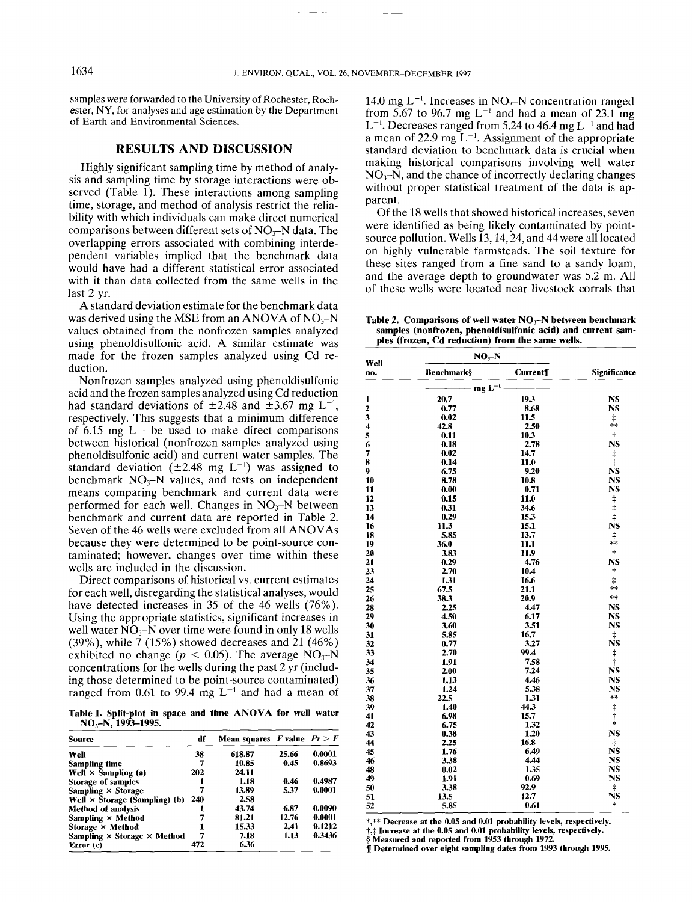samples were forwarded to the University of Rochester, Rochester, NY, for analyses and age estimation by the Department of Earth and Environmental Sciences.

## RESULTS AND DISCUSSION

Highly significant sampling time by method of analysis and sampling time by storage interactions were observed (Table 1). These interactions among sampling time, storage, and method of analysis restrict the reliability with which individuals can make direct numerical comparisons between different sets of $NO_3$–N data. The overlapping errors associated with combining interdependent variables implied that the benchmark data would have had a different statistical error associated with it than data collected from the same wells in the last 2 yr.

A standard deviation estimate for the benchmark data was derived using the MSE from an ANOVA of $NO_3$–N values obtained from the nonfrozen samples analyzed using phenoldisulfonic acid. A similar estimate was made for the frozen samples analyzed using Cd reduction.

Nonfrozen samples analyzed using phenoldisulfonic acid and the frozen samples analyzed using Cd reduction had standard deviations of $\pm 2.48$ and $\pm 3.67$ mg $L^{-1}$, respectively. This suggests that a minimum difference of 6.15 mg $L^{-1}$ be used to make direct comparisons between historical (nonfrozen samples analyzed using phenoldisulfonic acid) and current water samples. The standard deviation ($\pm 2.48$ mg $L^{-1}$) was assigned to benchmark $NO_3$–N values, and tests on independent means comparing benchmark and current data were performed for each well. Changes in $NO_3$–N between benchmark and current data are reported in Table 2. Seven of the 46 wells were excluded from all ANOVAs because they were determined to be point-source contaminated; however, changes over time within these wells are included in the discussion.

Direct comparisons of historical vs. current estimates for each well, disregarding the statistical analyses, would have detected increases in 35 of the 46 wells (76%). Using the appropriate statistics, significant increases in well water $NO_3$–N over time were found in only 18 wells (39%), while 7 (15%) showed decreases and 21 (46%) exhibited no change ($p < 0.05$). The average $NO_3$–N concentrations for the wells during the past 2 yr (including those determined to be point-source contaminated) ranged from 0.61 to 99.4 mg $L^{-1}$ and had a mean of 14.0 mg $L^{-1}$. Increases in $NO_3$–N concentration ranged from 5.67 to 96.7 mg $L^{-1}$ and had a mean of 23.1 mg $L^{-1}$. Decreases ranged from 5.24 to 46.4 mg $L^{-1}$ and had a mean of 22.9 mg $L^{-1}$. Assignment of the appropriate standard deviation to benchmark data is crucial when making historical comparisons involving well water $NO_3$–N, and the chance of incorrectly declaring changes without proper statistical treatment of the data is apparent.

Of the 18 wells that showed historical increases, seven were identified as being likely contaminated by point-source pollution. Wells 13, 14, 24, and 44 were all located on highly vulnerable farmsteads. The soil texture for these sites ranged from a fine sand to a sandy loam, and the average depth to groundwater was 5.2 m. All of these wells were located near livestock corrals that

**Table 1. Split-plot in space and time ANOVA for well water $NO_3$–N, 1993–1995.**

| Source | df | Mean squares | F value | Pr > F |
|---|---|---|---|---|
| Well | 38 | 618.87 | 25.66 | 0.0001 |
| Sampling time | 7 | 10.85 | 0.45 | 0.8693 |
| Well × Sampling (a) | 202 | 24.11 | | |
| Storage of samples | 1 | 1.18 | 0.46 | 0.4987 |
| Sampling × Storage | 7 | 13.89 | 5.37 | 0.0001 |
| Well × Storage (Sampling) (b) | 240 | 2.58 | | |
| Method of analysis | 1 | 43.74 | 6.87 | 0.0090 |
| Sampling × Method | 7 | 81.21 | 12.76 | 0.0001 |
| Storage × Method | 1 | 15.33 | 2.41 | 0.1212 |
| Sampling × Storage × Method | 7 | 7.18 | 1.13 | 0.3436 |
| Error (c) | 472 | 6.36 | | |

**Table 2. Comparisons of well water $NO_3$–N between benchmark samples (nonfrozen, phenoldisulfonic acid) and current samples (frozen, Cd reduction) from the same wells.**

| Well no. | $NO_3$–N Benchmark§ | $NO_3$–N Current¶ | Significance |
|---|---|---|---|
| | mg $L^{-1}$ | | |
| 1 | 20.7 | 19.3 | NS |
| 2 | 0.77 | 8.68 | NS |
| 3 | 0.02 | 11.5 | ‡ |
| 4 | 42.8 | 2.50 | ** |
| 5 | 0.11 | 10.3 | † |
| 6 | 0.18 | 2.78 | NS |
| 7 | 0.02 | 14.7 | ‡ |
| 8 | 0.14 | 11.0 | ‡ |
| 9 | 6.75 | 9.20 | NS |
| 10 | 8.78 | 10.8 | NS |
| 11 | 0.00 | 0.71 | NS |
| 12 | 0.15 | 11.0 | ‡ |
| 13 | 0.31 | 34.6 | ‡ |
| 14 | 0.29 | 15.3 | ‡ |
| 16 | 11.3 | 15.1 | NS |
| 18 | 5.85 | 13.7 | ‡ |
| 19 | 36.0 | 11.1 | ** |
| 20 | 3.83 | 11.9 | † |
| 21 | 0.29 | 4.76 | NS |
| 23 | 2.70 | 10.4 | † |
| 24 | 1.31 | 16.6 | ‡ |
| 25 | 67.5 | 21.1 | ** |
| 26 | 38.3 | 20.9 | ** |
| 28 | 2.25 | 4.47 | NS |
| 29 | 4.50 | 6.17 | NS |
| 30 | 3.60 | 3.51 | NS |
| 31 | 5.85 | 16.7 | ‡ |
| 32 | 0.77 | 3.27 | NS |
| 33 | 2.70 | 99.4 | ‡ |
| 34 | 1.91 | 7.58 | † |
| 35 | 2.00 | 7.24 | NS |
| 36 | 1.13 | 4.46 | NS |
| 37 | 1.24 | 5.38 | NS |
| 38 | 22.5 | 1.31 | ** |
| 39 | 1.40 | 44.3 | ‡ |
| 41 | 6.98 | 15.7 | † |
| 42 | 6.75 | 1.32 | * |
| 43 | 0.38 | 1.20 | NS |
| 44 | 2.25 | 16.8 | ‡ |
| 45 | 1.76 | 6.49 | NS |
| 46 | 3.38 | 4.44 | NS |
| 48 | 0.02 | 1.35 | NS |
| 49 | 1.91 | 0.69 | NS |
| 50 | 3.38 | 92.9 | ‡ |
| 51 | 13.5 | 12.7 | NS |
| 52 | 5.85 | 0.61 | * |

*,** Decrease at the 0.05 and 0.01 probability levels, respectively.
†,‡ Increase at the 0.05 and 0.01 probability levels, respectively.
§ Measured and reported from 1953 through 1972.
¶ Determined over eight sampling dates from 1993 through 1995.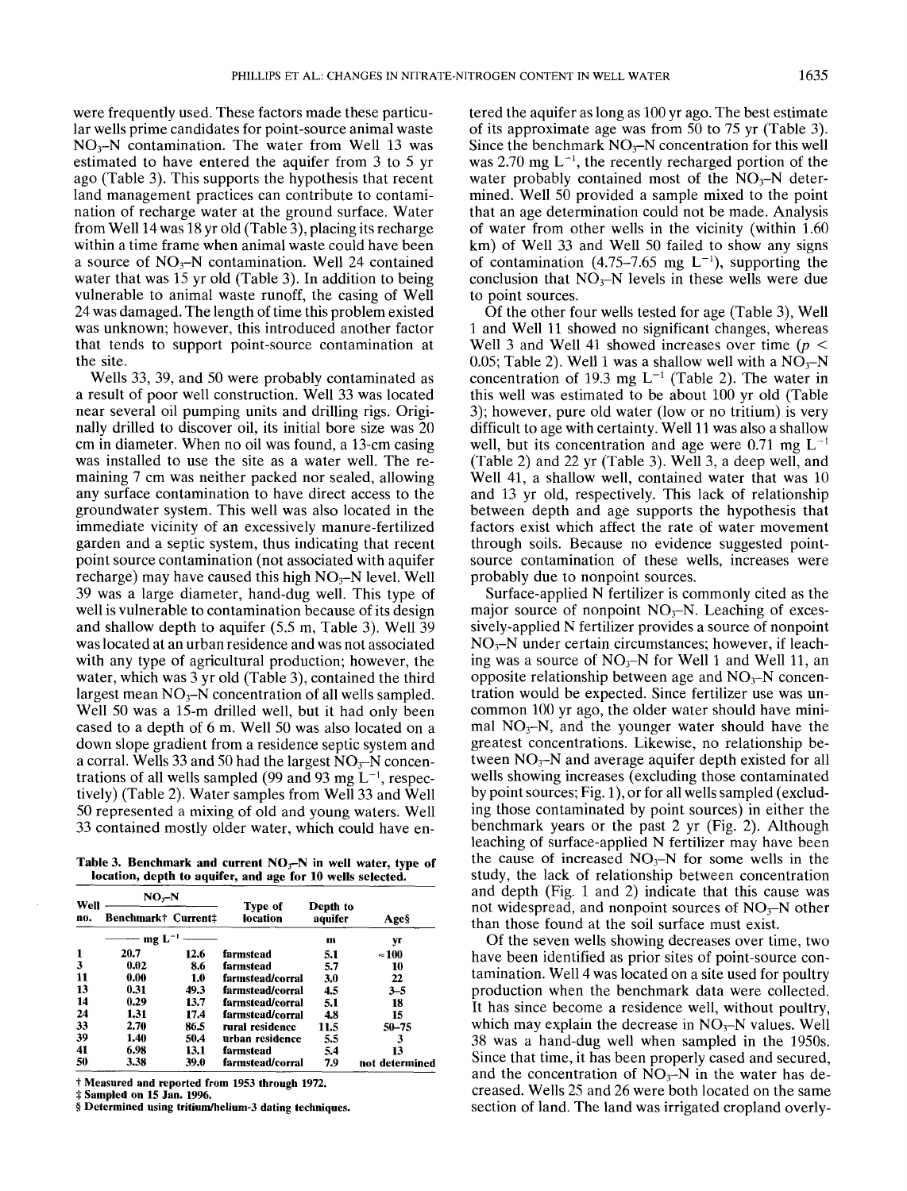were frequently used. These factors made these particular wells prime candidates for point-source animal waste $NO_3$–N contamination. The water from Well 13 was estimated to have entered the aquifer from 3 to 5 yr ago (Table 3). This supports the hypothesis that recent land management practices can contribute to contamination of recharge water at the ground surface. Water from Well 14 was 18 yr old (Table 3), placing its recharge within a time frame when animal waste could have been a source of $NO_3$–N contamination. Well 24 contained water that was 15 yr old (Table 3). In addition to being vulnerable to animal waste runoff, the casing of Well 24 was damaged. The length of time this problem existed was unknown; however, this introduced another factor that tends to support point-source contamination at the site.

Wells 33, 39, and 50 were probably contaminated as a result of poor well construction. Well 33 was located near several oil pumping units and drilling rigs. Originally drilled to discover oil, its initial bore size was 20 cm in diameter. When no oil was found, a 13-cm casing was installed to use the site as a water well. The remaining 7 cm was neither packed nor sealed, allowing any surface contamination to have direct access to the groundwater system. This well was also located in the immediate vicinity of an excessively manure-fertilized garden and a septic system, thus indicating that recent point source contamination (not associated with aquifer recharge) may have caused this high $NO_3$–N level. Well 39 was a large diameter, hand-dug well. This type of well is vulnerable to contamination because of its design and shallow depth to aquifer (5.5 m, Table 3). Well 39 was located at an urban residence and was not associated with any type of agricultural production; however, the water, which was 3 yr old (Table 3), contained the third largest mean $NO_3$–N concentration of all wells sampled. Well 50 was a 15-m drilled well, but it had only been cased to a depth of 6 m. Well 50 was also located on a down slope gradient from a residence septic system and a corral. Wells 33 and 50 had the largest $NO_3$–N concentrations of all wells sampled (99 and 93 mg $L^{-1}$, respectively) (Table 2). Water samples from Well 33 and Well 50 represented a mixing of old and young waters. Well 33 contained mostly older water, which could have entered the aquifer as long as 100 yr ago. The best estimate of its approximate age was from 50 to 75 yr (Table 3). Since the benchmark $NO_3$–N concentration for this well was 2.70 mg $L^{-1}$, the recently recharged portion of the water probably contained most of the $NO_3$–N determined. Well 50 provided a sample mixed to the point that an age determination could not be made. Analysis of water from other wells in the vicinity (within 1.60 km) of Well 33 and Well 50 failed to show any signs of contamination (4.75–7.65 mg $L^{-1}$), supporting the conclusion that $NO_3$–N levels in these wells were due to point sources.

**Table 3. Benchmark and current $NO_3$–N in well water, type of location, depth to aquifer, and age for 10 wells selected.**

| Well no. | $NO_3$–N Benchmark† | $NO_3$–N Current‡ | Type of location | Depth to aquifer | Age§ |
|---|---|---|---|---|---|
| | mg $L^{-1}$ | mg $L^{-1}$ | | m | yr |
| 1 | 20.7 | 12.6 | farmstead | 5.1 | ≈100 |
| 3 | 0.02 | 8.6 | farmstead | 5.7 | 10 |
| 11 | 0.00 | 1.0 | farmstead/corral | 3.0 | 22 |
| 13 | 0.31 | 49.3 | farmstead/corral | 4.5 | 3–5 |
| 14 | 0.29 | 13.7 | farmstead/corral | 5.1 | 18 |
| 24 | 1.31 | 17.4 | farmstead/corral | 4.8 | 15 |
| 33 | 2.70 | 86.5 | rural residence | 11.5 | 50–75 |
| 39 | 1.40 | 50.4 | urban residence | 5.5 | 3 |
| 41 | 6.98 | 13.1 | farmstead | 5.4 | 13 |
| 50 | 3.38 | 39.0 | farmstead/corral | 7.9 | not determined |

† Measured and reported from 1953 through 1972.
‡ Sampled on 15 Jan. 1996.
§ Determined using tritium/helium-3 dating techniques.

Of the other four wells tested for age (Table 3), Well 1 and Well 11 showed no significant changes, whereas Well 3 and Well 41 showed increases over time ($p < 0.05$; Table 2). Well 1 was a shallow well with a $NO_3$–N concentration of 19.3 mg $L^{-1}$ (Table 2). The water in this well was estimated to be about 100 yr old (Table 3); however, pure old water (low or no tritium) is very difficult to age with certainty. Well 11 was also a shallow well, but its concentration and age were 0.71 mg $L^{-1}$ (Table 2) and 22 yr (Table 3). Well 3, a deep well, and Well 41, a shallow well, contained water that was 10 and 13 yr old, respectively. This lack of relationship between depth and age supports the hypothesis that factors exist which affect the rate of water movement through soils. Because no evidence suggested point-source contamination of these wells, increases were probably due to nonpoint sources.

Surface-applied N fertilizer is commonly cited as the major source of nonpoint $NO_3$–N. Leaching of excessively-applied N fertilizer provides a source of nonpoint $NO_3$–N under certain circumstances; however, if leaching was a source of $NO_3$–N for Well 1 and Well 11, an opposite relationship between age and $NO_3$–N concentration would be expected. Since fertilizer use was uncommon 100 yr ago, the older water should have minimal $NO_3$–N, and the younger water should have the greatest concentrations. Likewise, no relationship between $NO_3$–N and average aquifer depth existed for all wells showing increases (excluding those contaminated by point sources; Fig. 1), or for all wells sampled (excluding those contaminated by point sources) in either the benchmark years or the past 2 yr (Fig. 2). Although leaching of surface-applied N fertilizer may have been the cause of increased $NO_3$–N for some wells in the study, the lack of relationship between concentration and depth (Fig. 1 and 2) indicate that this cause was not widespread, and nonpoint sources of $NO_3$–N other than those found at the soil surface must exist.

Of the seven wells showing decreases over time, two have been identified as prior sites of point-source contamination. Well 4 was located on a site used for poultry production when the benchmark data were collected. It has since become a residence well, without poultry, which may explain the decrease in $NO_3$–N values. Well 38 was a hand-dug well when sampled in the 1950s. Since that time, it has been properly cased and secured, and the concentration of $NO_3$–N in the water has decreased. Wells 25 and 26 were both located on the same section of land. The land was irrigated cropland overly-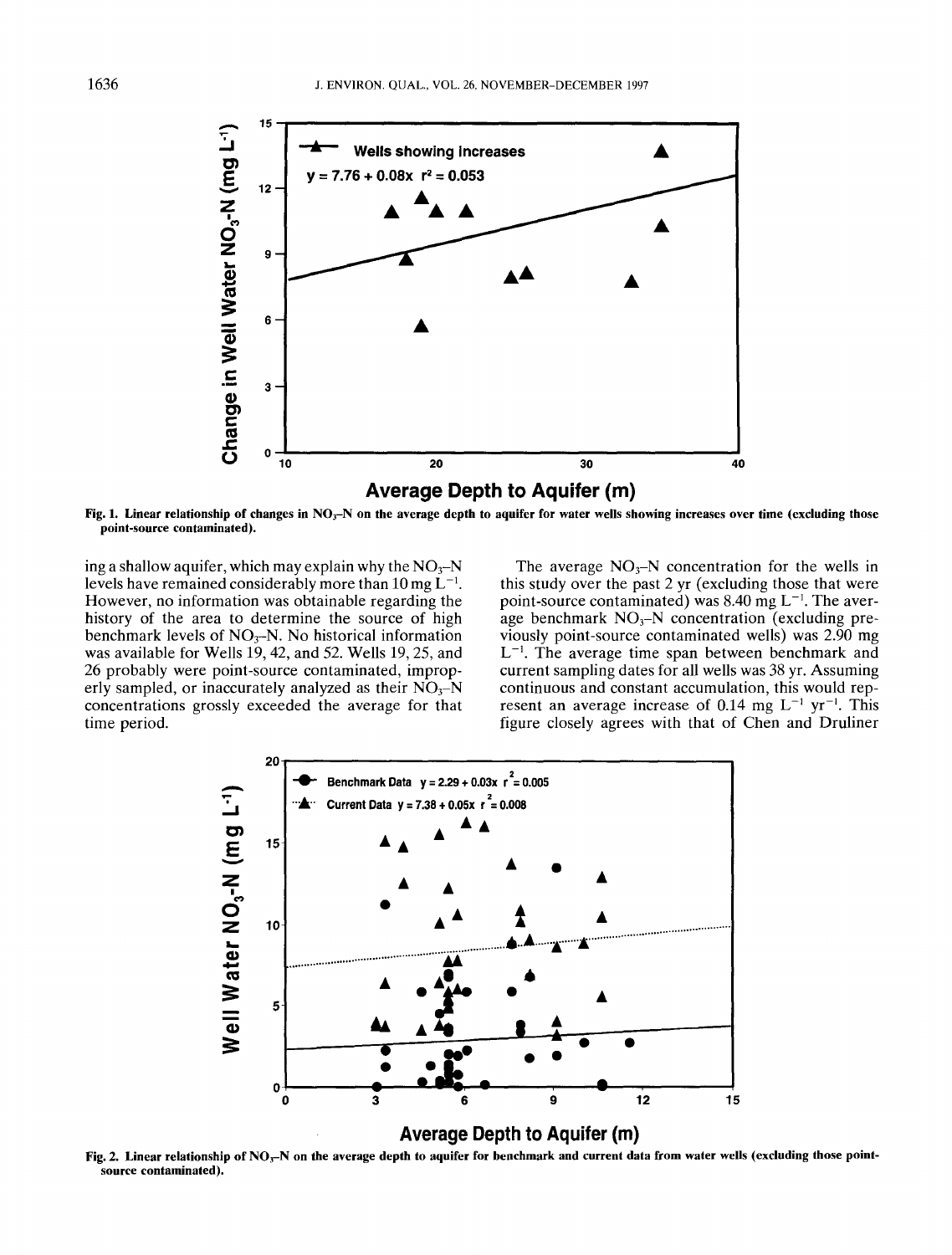Fig. 1. Linear relationship of changes in $NO_3$–N on the average depth to aquifer for water wells showing increases over time (excluding those point-source contaminated).

ing a shallow aquifer, which may explain why the $NO_3$–N levels have remained considerably more than 10 mg $L^{-1}$. However, no information was obtainable regarding the history of the area to determine the source of high benchmark levels of $NO_3$–N. No historical information was available for Wells 19, 42, and 52. Wells 19, 25, and 26 probably were point-source contaminated, improperly sampled, or inaccurately analyzed as their $NO_3$–N concentrations grossly exceeded the average for that time period.

The average $NO_3$–N concentration for the wells in this study over the past 2 yr (excluding those that were point-source contaminated) was 8.40 mg $L^{-1}$. The average benchmark $NO_3$–N concentration (excluding previously point-source contaminated wells) was 2.90 mg $L^{-1}$. The average time span between benchmark and current sampling dates for all wells was 38 yr. Assuming continuous and constant accumulation, this would represent an average increase of 0.14 mg $L^{-1}$ $yr^{-1}$. This figure closely agrees with that of Chen and Druliner

Fig. 2. Linear relationship of $NO_3$–N on the average depth to aquifer for benchmark and current data from water wells (excluding those point-source contaminated).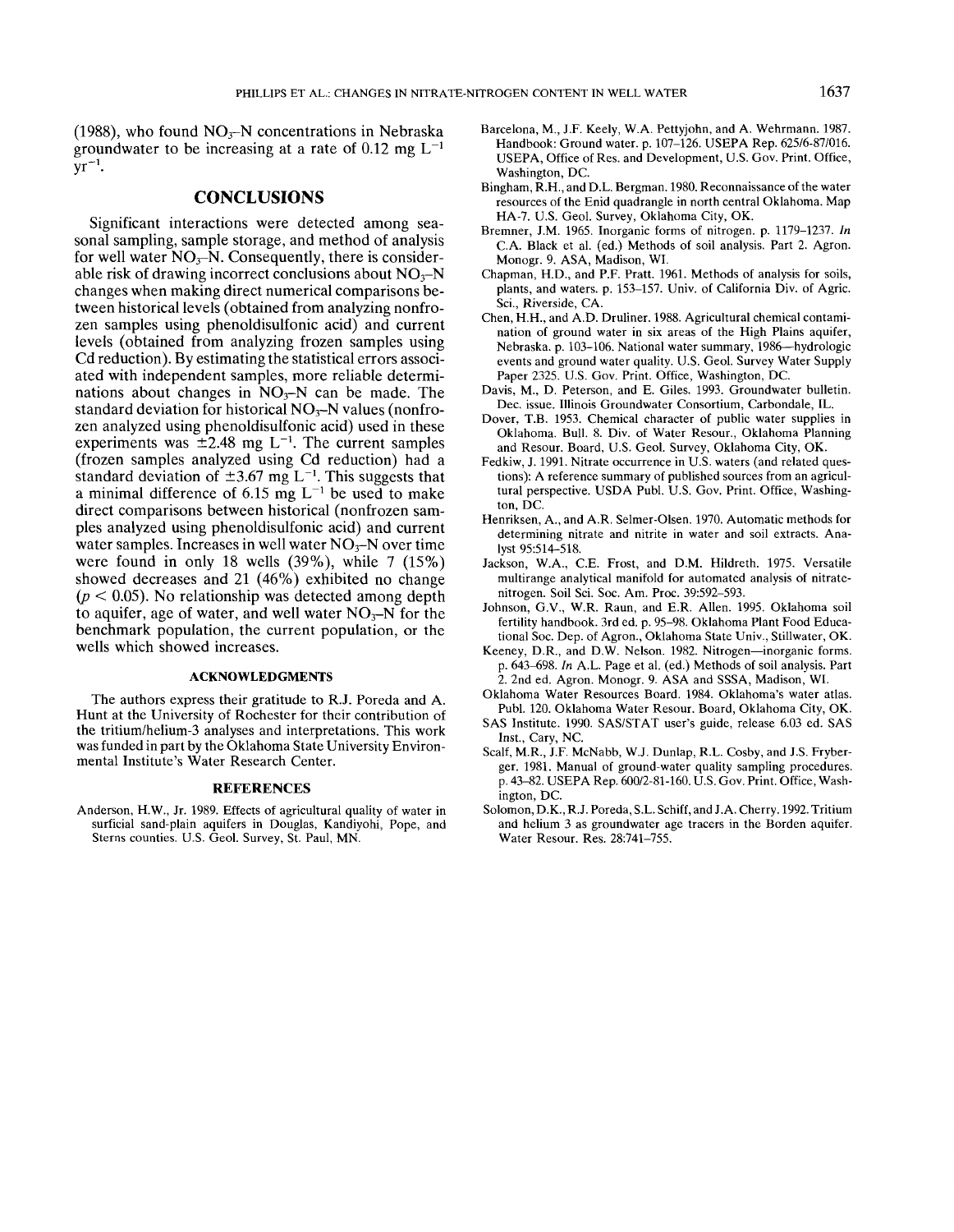(1988), who found $NO_3$–N concentrations in Nebraska groundwater to be increasing at a rate of 0.12 mg $L^{-1}$ $yr^{-1}$.

## CONCLUSIONS

Significant interactions were detected among seasonal sampling, sample storage, and method of analysis for well water $NO_3$–N. Consequently, there is considerable risk of drawing incorrect conclusions about $NO_3$–N changes when making direct numerical comparisons between historical levels (obtained from analyzing nonfrozen samples using phenoldisulfonic acid) and current levels (obtained from analyzing frozen samples using Cd reduction). By estimating the statistical errors associated with independent samples, more reliable determinations about changes in $NO_3$–N can be made. The standard deviation for historical $NO_3$–N values (nonfrozen analyzed using phenoldisulfonic acid) used in these experiments was ±2.48 mg $L^{-1}$. The current samples (frozen samples analyzed using Cd reduction) had a standard deviation of ±3.67 mg $L^{-1}$. This suggests that a minimal difference of 6.15 mg $L^{-1}$ be used to make direct comparisons between historical (nonfrozen samples analyzed using phenoldisulfonic acid) and current water samples. Increases in well water $NO_3$–N over time were found in only 18 wells (39%), while 7 (15%) showed decreases and 21 (46%) exhibited no change ($p < 0.05$). No relationship was detected among depth to aquifer, age of water, and well water $NO_3$–N for the benchmark population, the current population, or the wells which showed increases.

### ACKNOWLEDGMENTS

The authors express their gratitude to R.J. Poreda and A. Hunt at the University of Rochester for their contribution of the tritium/helium-3 analyses and interpretations. This work was funded in part by the Oklahoma State University Environmental Institute's Water Research Center.

### REFERENCES

Anderson, H.W., Jr. 1989. Effects of agricultural quality of water in surficial sand-plain aquifers in Douglas, Kandiyohi, Pope, and Sterns counties. U.S. Geol. Survey, St. Paul, MN.

Barcelona, M., J.F. Keely, W.A. Pettyjohn, and A. Wehrmann. 1987. Handbook: Ground water. p. 107–126. USEPA Rep. 625/6-87/016. USEPA, Office of Res. and Development, U.S. Gov. Print. Office, Washington, DC.

Bingham, R.H., and D.L. Bergman. 1980. Reconnaissance of the water resources of the Enid quadrangle in north central Oklahoma. Map HA-7. U.S. Geol. Survey, Oklahoma City, OK.

Bremner, J.M. 1965. Inorganic forms of nitrogen. p. 1179–1237. *In* C.A. Black et al. (ed.) Methods of soil analysis. Part 2. Agron. Monogr. 9. ASA, Madison, WI.

Chapman, H.D., and P.F. Pratt. 1961. Methods of analysis for soils, plants, and waters. p. 153–157. Univ. of California Div. of Agric. Sci., Riverside, CA.

Chen, H.H., and A.D. Druliner. 1988. Agricultural chemical contamination of ground water in six areas of the High Plains aquifer, Nebraska. p. 103–106. National water summary, 1986—hydrologic events and ground water quality. U.S. Geol. Survey Water Supply Paper 2325. U.S. Gov. Print. Office, Washington, DC.

Davis, M., D. Peterson, and E. Giles. 1993. Groundwater bulletin. Dec. issue. Illinois Groundwater Consortium, Carbondale, IL.

Dover, T.B. 1953. Chemical character of public water supplies in Oklahoma. Bull. 8. Div. of Water Resour., Oklahoma Planning and Resour. Board, U.S. Geol. Survey, Oklahoma City, OK.

Fedkiw, J. 1991. Nitrate occurrence in U.S. waters (and related questions): A reference summary of published sources from an agricultural perspective. USDA Publ. U.S. Gov. Print. Office, Washington, DC.

Henriksen, A., and A.R. Selmer-Olsen. 1970. Automatic methods for determining nitrate and nitrite in water and soil extracts. Analyst 95:514–518.

Jackson, W.A., C.E. Frost, and D.M. Hildreth. 1975. Versatile multirange analytical manifold for automated analysis of nitrate-nitrogen. Soil Sci. Soc. Am. Proc. 39:592–593.

Johnson, G.V., W.R. Raun, and E.R. Allen. 1995. Oklahoma soil fertility handbook. 3rd ed. p. 95–98. Oklahoma Plant Food Educational Soc. Dep. of Agron., Oklahoma State Univ., Stillwater, OK.

Keeney, D.R., and D.W. Nelson. 1982. Nitrogen—inorganic forms. p. 643–698. *In* A.L. Page et al. (ed.) Methods of soil analysis. Part 2. 2nd ed. Agron. Monogr. 9. ASA and SSSA, Madison, WI.

Oklahoma Water Resources Board. 1984. Oklahoma's water atlas. Publ. 120. Oklahoma Water Resour. Board, Oklahoma City, OK.

SAS Institute. 1990. SAS/STAT user's guide, release 6.03 ed. SAS Inst., Cary, NC.

Scalf, M.R., J.F. McNabb, W.J. Dunlap, R.L. Cosby, and J.S. Fryberger. 1981. Manual of ground-water quality sampling procedures. p. 43–82. USEPA Rep. 600/2-81-160. U.S. Gov. Print. Office, Washington, DC.

Solomon, D.K., R.J. Poreda, S.L. Schiff, and J.A. Cherry. 1992. Tritium and helium 3 as groundwater age tracers in the Borden aquifer. Water Resour. Res. 28:741–755.